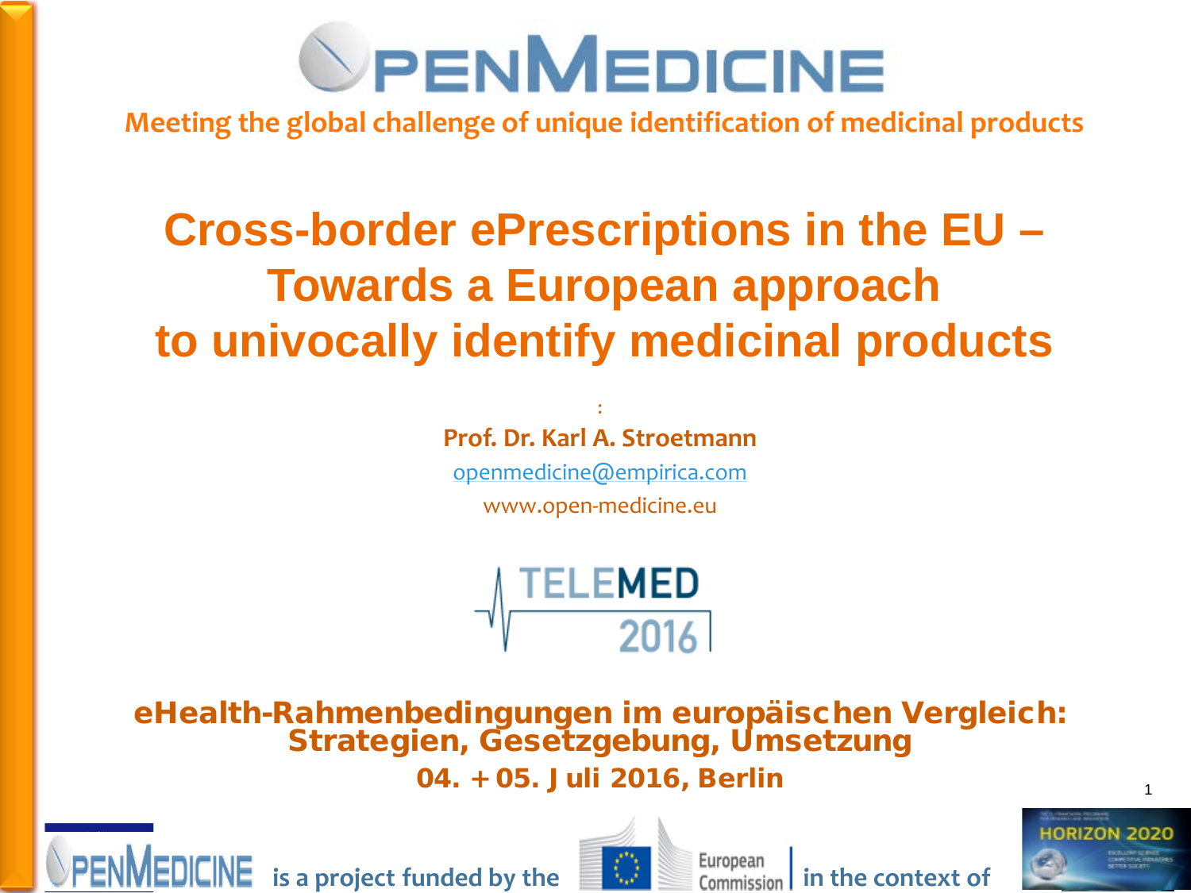# OpenMedicine

Meeting the global challenge of unique identification of medicinal products

# Cross-border ePrescriptions in the EU – Towards a European approach to univocally identify medicinal products

:

**Prof. Dr. Karl A. Stroetmann**

openmedicine@empirica.com

www.open-medicine.eu

TELEMED 2016

**eHealth-Rahmenbedingungen im europäischen Vergleich: Strategien, Gesetzgebung, Umsetzung**

**04. + 05. Juli 2016, Berlin**

OpenMedicine is a project funded by the European Commission in the context of HORIZON 2020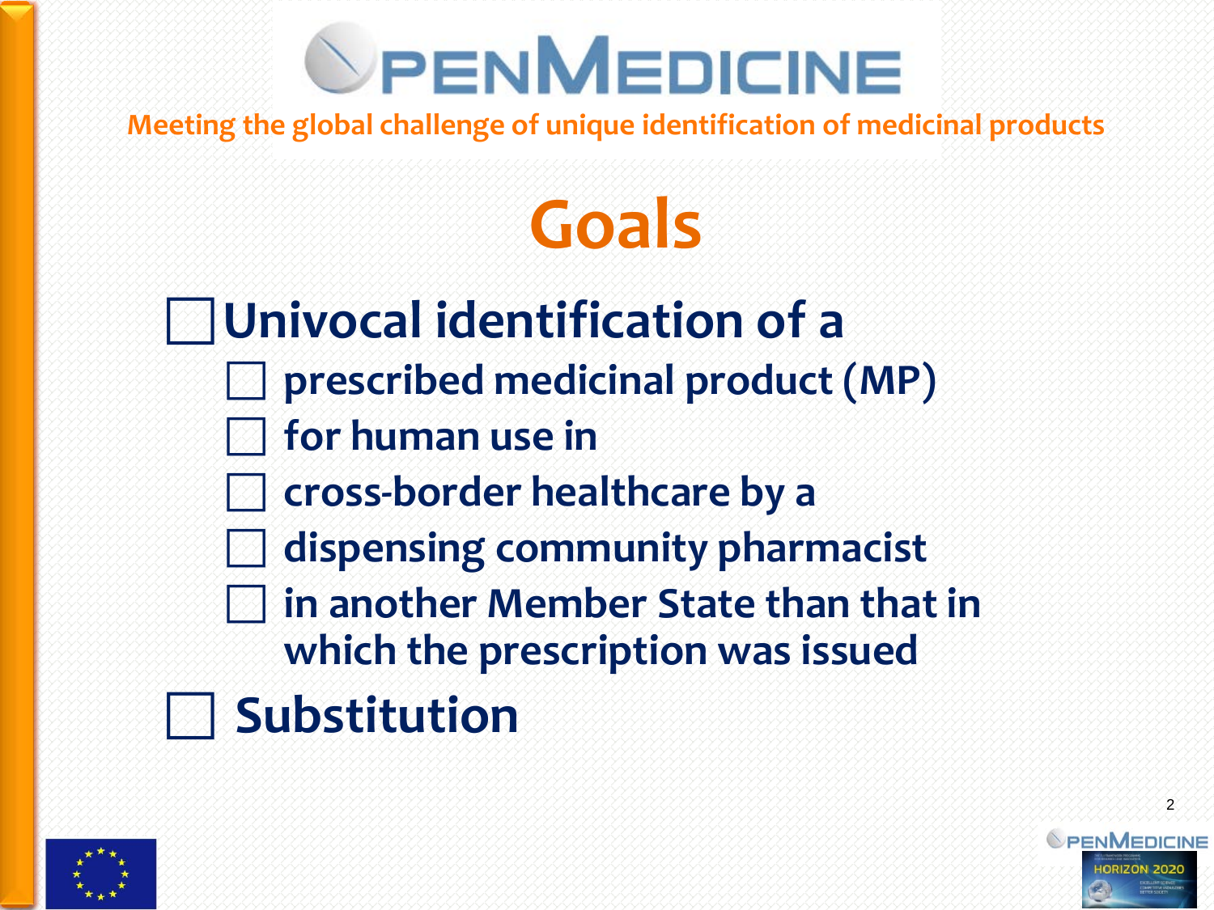# Goals

- Univocal identification of a
  - prescribed medicinal product (MP)
  - for human use in
  - cross-border healthcare by a
  - dispensing community pharmacist
  - in another Member State than that in which the prescription was issued
- Substitution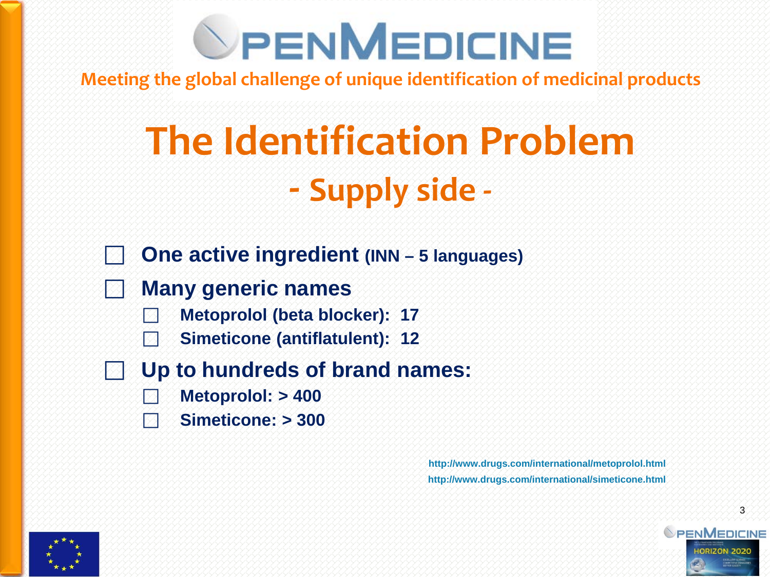# The Identification Problem

## - Supply side -

- **One active ingredient (INN – 5 languages)**
- **Many generic names**
  - **Metoprolol (beta blocker): 17**
  - **Simeticone (antiflatulent): 12**
- **Up to hundreds of brand names:**
  - **Metoprolol: > 400**
  - **Simeticone: > 300**

http://www.drugs.com/international/metoprolol.html
http://www.drugs.com/international/simeticone.html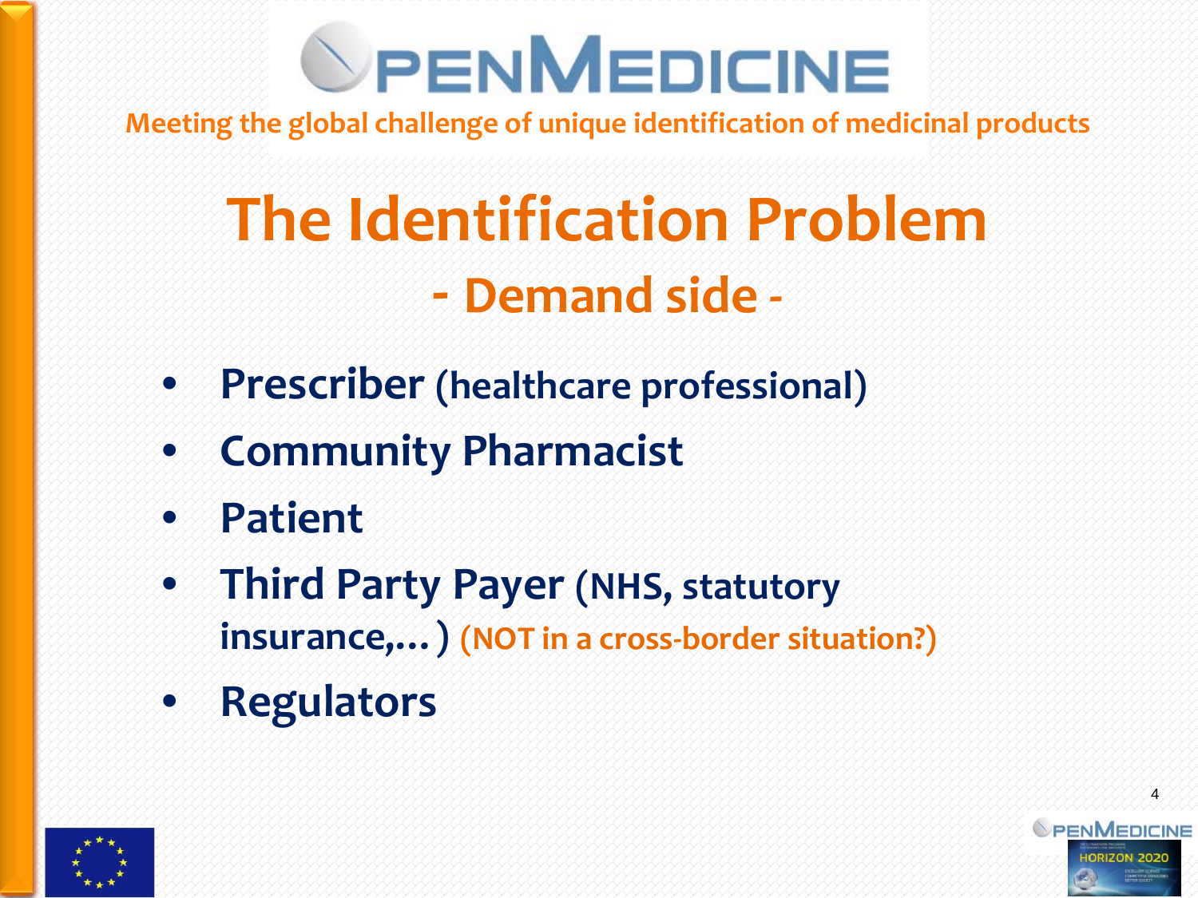# OpenMedicine

Meeting the global challenge of unique identification of medicinal products

## The Identification Problem

### - Demand side -

- **Prescriber** (healthcare professional)
- **Community Pharmacist**
- **Patient**
- **Third Party Payer** (NHS, statutory insurance,… ) (NOT in a cross-border situation?)
- **Regulators**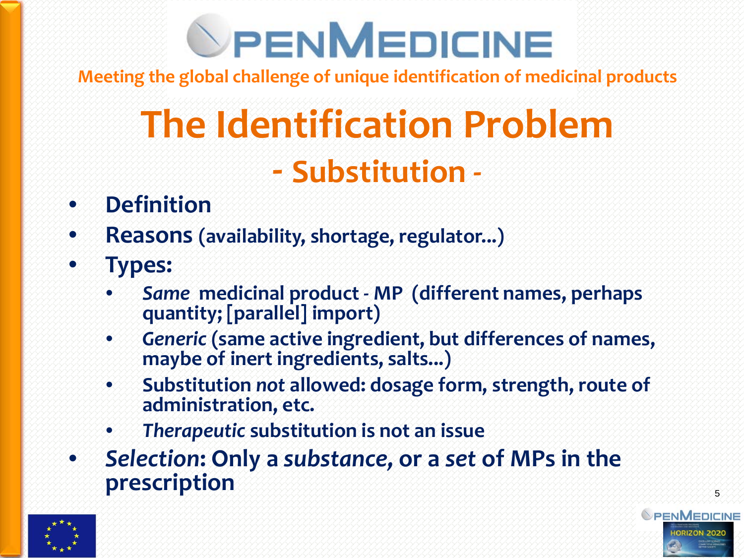**OpenMedicine**

Meeting the global challenge of unique identification of medicinal products

# The Identification Problem

## - Substitution -

- **Definition**
- **Reasons** (availability, shortage, regulator...)
- **Types:**
  - *Same* medicinal product - MP (different names, perhaps quantity; [parallel] import)
  - *Generic* (same active ingredient, but differences of names, maybe of inert ingredients, salts...)
  - Substitution *not* allowed: dosage form, strength, route of administration, etc.
  - *Therapeutic* substitution is not an issue
- ***Selection*: Only a *substance*, or a *set* of MPs in the prescription**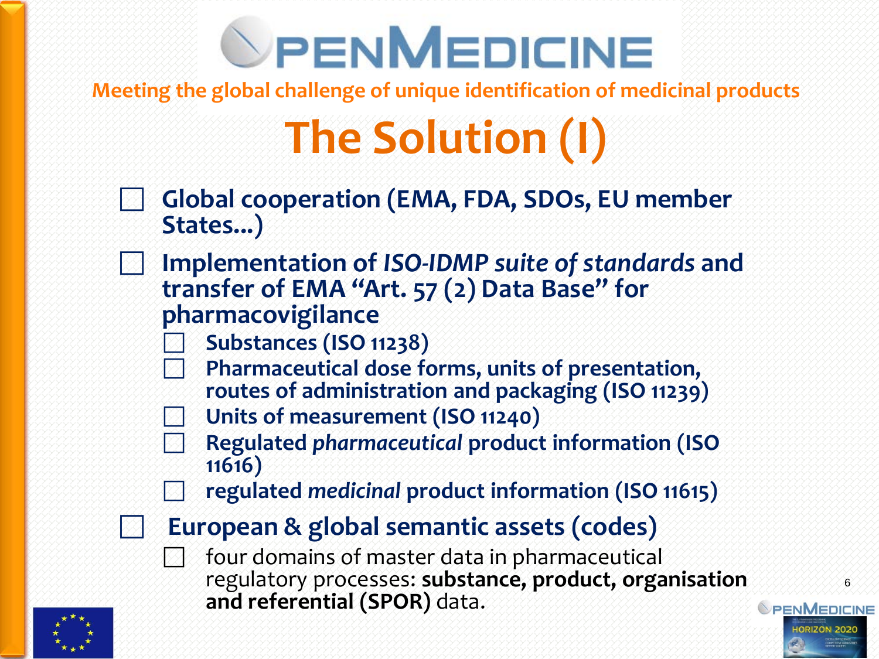# OPENMEDICINE

**Meeting the global challenge of unique identification of medicinal products**

## The Solution (I)

- **Global cooperation (EMA, FDA, SDOs, EU member States...)**
- **Implementation of *ISO-IDMP suite of standards* and transfer of EMA "Art. 57 (2) Data Base" for pharmacovigilance**
  - **Substances (ISO 11238)**
  - **Pharmaceutical dose forms, units of presentation, routes of administration and packaging (ISO 11239)**
  - **Units of measurement (ISO 11240)**
  - **Regulated *pharmaceutical* product information (ISO 11616)**
  - **regulated *medicinal* product information (ISO 11615)**
- **European & global semantic assets (codes)**
  - four domains of master data in pharmaceutical regulatory processes: **substance, product, organisation and referential (SPOR)** data.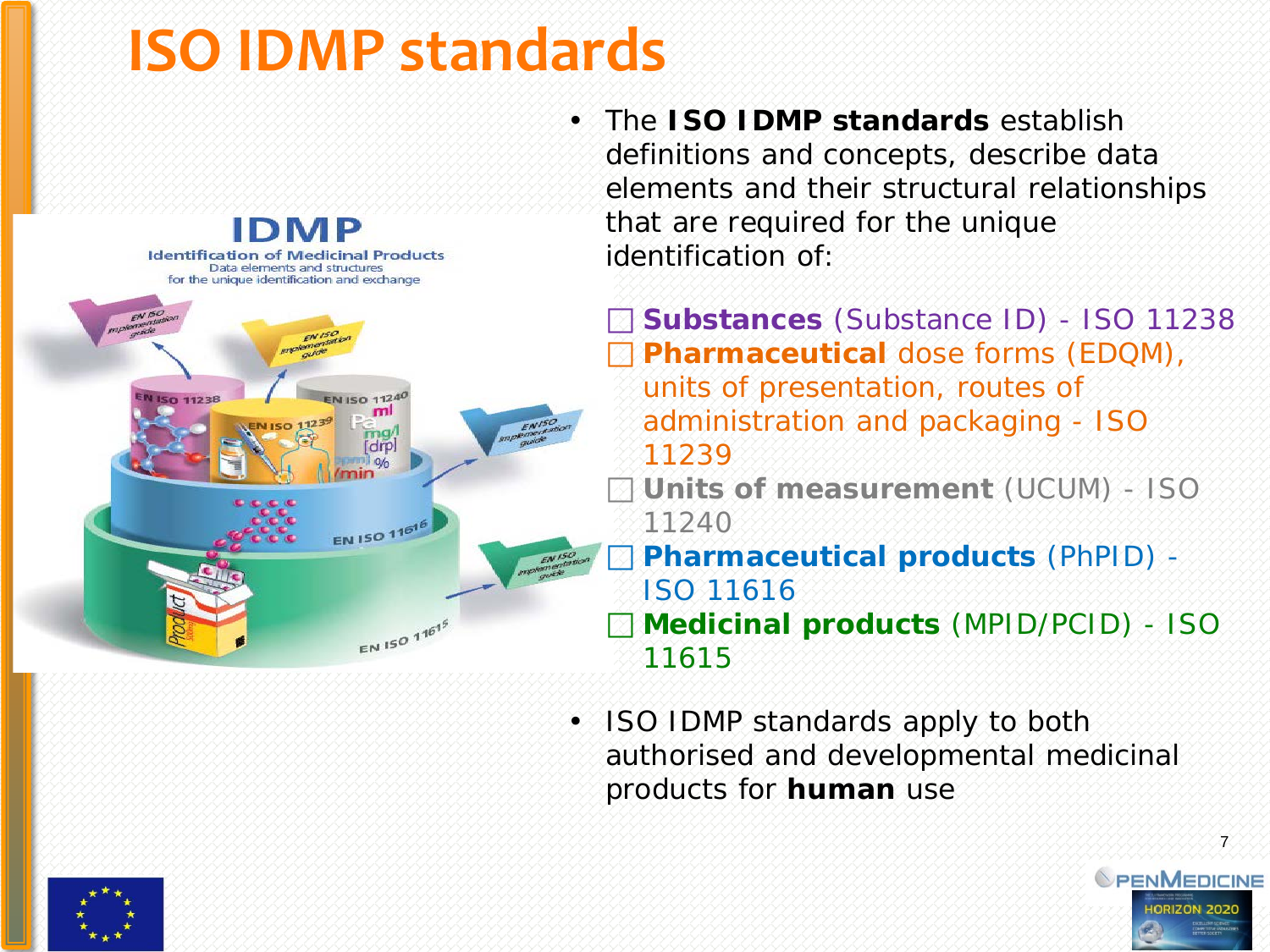# ISO IDMP standards

- The **ISO IDMP standards** establish definitions and concepts, describe data elements and their structural relationships that are required for the unique identification of:
  - **Substances** (Substance ID) - ISO 11238
  - **Pharmaceutical** dose forms (EDQM), units of presentation, routes of administration and packaging - ISO 11239
  - **Units of measurement** (UCUM) - ISO 11240
  - **Pharmaceutical products** (PhPID) - ISO 11616
  - **Medicinal products** (MPID/PCID) - ISO 11615
- ISO IDMP standards apply to both authorised and developmental medicinal products for **human** use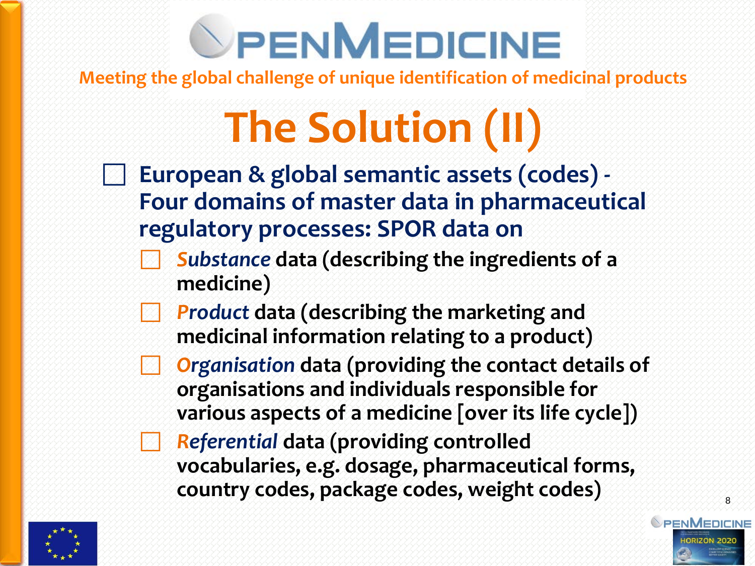# OpenMedicine

Meeting the global challenge of unique identification of medicinal products

## The Solution (II)

- **European & global semantic assets (codes) - Four domains of master data in pharmaceutical regulatory processes: SPOR data on**
  - ***Substance*** **data (describing the ingredients of a medicine)**
  - ***Product*** **data (describing the marketing and medicinal information relating to a product)**
  - ***Organisation*** **data (providing the contact details of organisations and individuals responsible for various aspects of a medicine [over its life cycle])**
  - ***Referential*** **data (providing controlled vocabularies, e.g. dosage, pharmaceutical forms, country codes, package codes, weight codes)**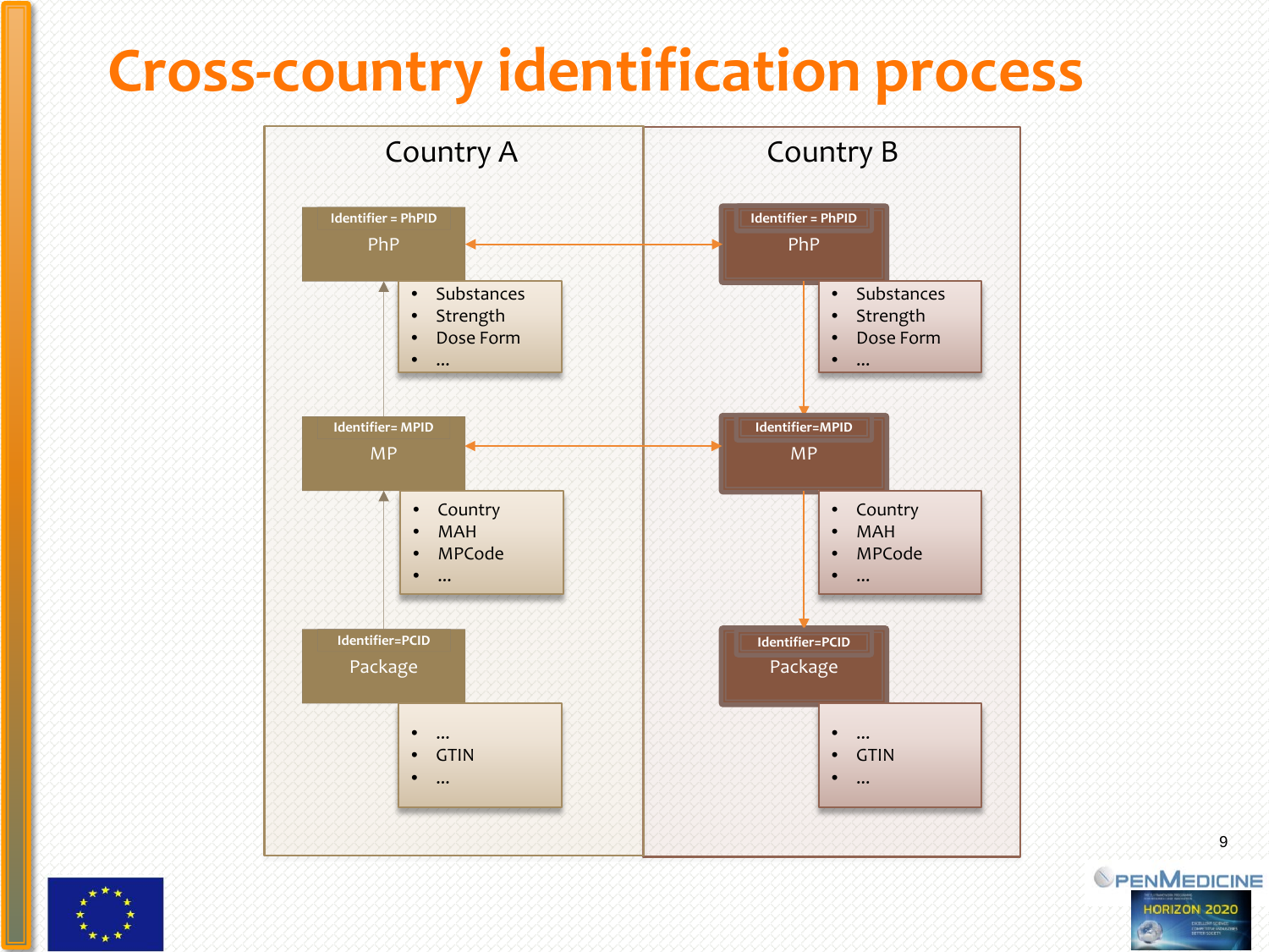# Cross-country identification process

## Country A

**Identifier = PhPID**
PhP

- Substances
- Strength
- Dose Form
- …

**Identifier= MPID**
MP

- Country
- MAH
- MPCode
- …

**Identifier=PCID**
Package

- …
- GTIN
- …

## Country B

**Identifier = PhPID**
PhP

- Substances
- Strength
- Dose Form
- …

**Identifier=MPID**
MP

- Country
- MAH
- MPCode
- …

**Identifier=PCID**
Package

- …
- GTIN
- …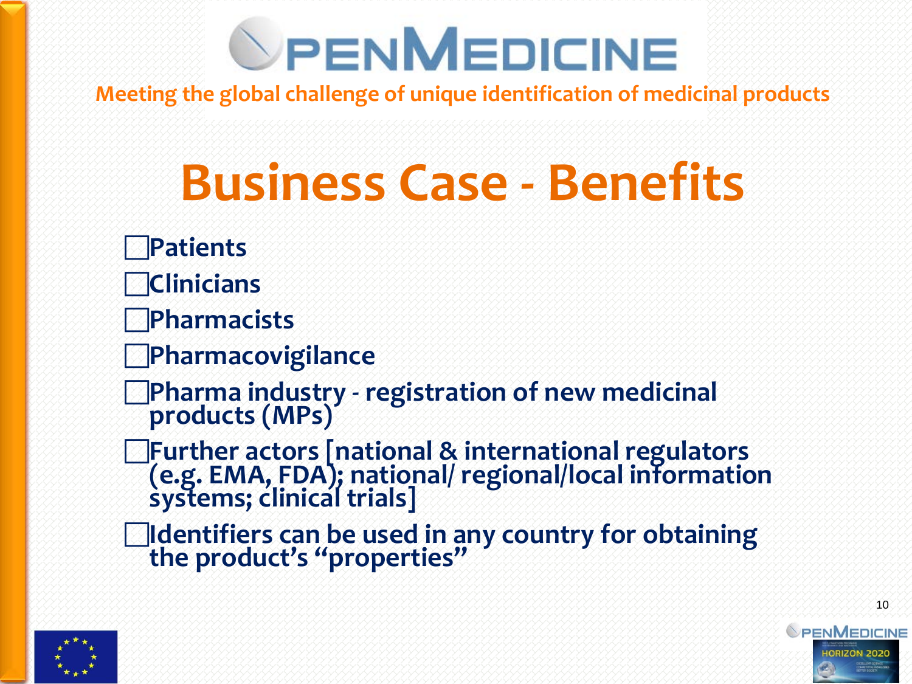Meeting the global challenge of unique identification of medicinal products

# Business Case - Benefits

- Patients
- Clinicians
- Pharmacists
- Pharmacovigilance
- Pharma industry - registration of new medicinal products (MPs)
- Further actors [national & international regulators (e.g. EMA, FDA); national/ regional/local information systems; clinical trials]
- Identifiers can be used in any country for obtaining the product's "properties"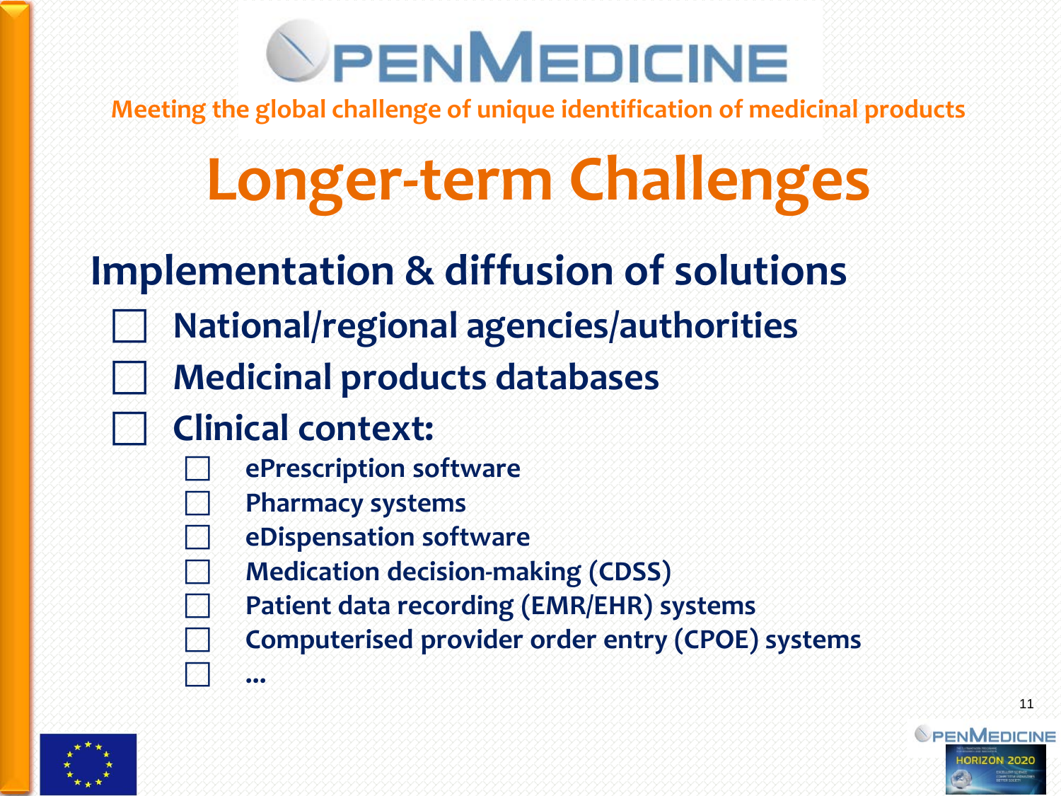Meeting the global challenge of unique identification of medicinal products

# Longer-term Challenges

## Implementation & diffusion of solutions

- National/regional agencies/authorities
- Medicinal products databases
- Clinical context:
  - ePrescription software
  - Pharmacy systems
  - eDispensation software
  - Medication decision-making (CDSS)
  - Patient data recording (EMR/EHR) systems
  - Computerised provider order entry (CPOE) systems
  - ...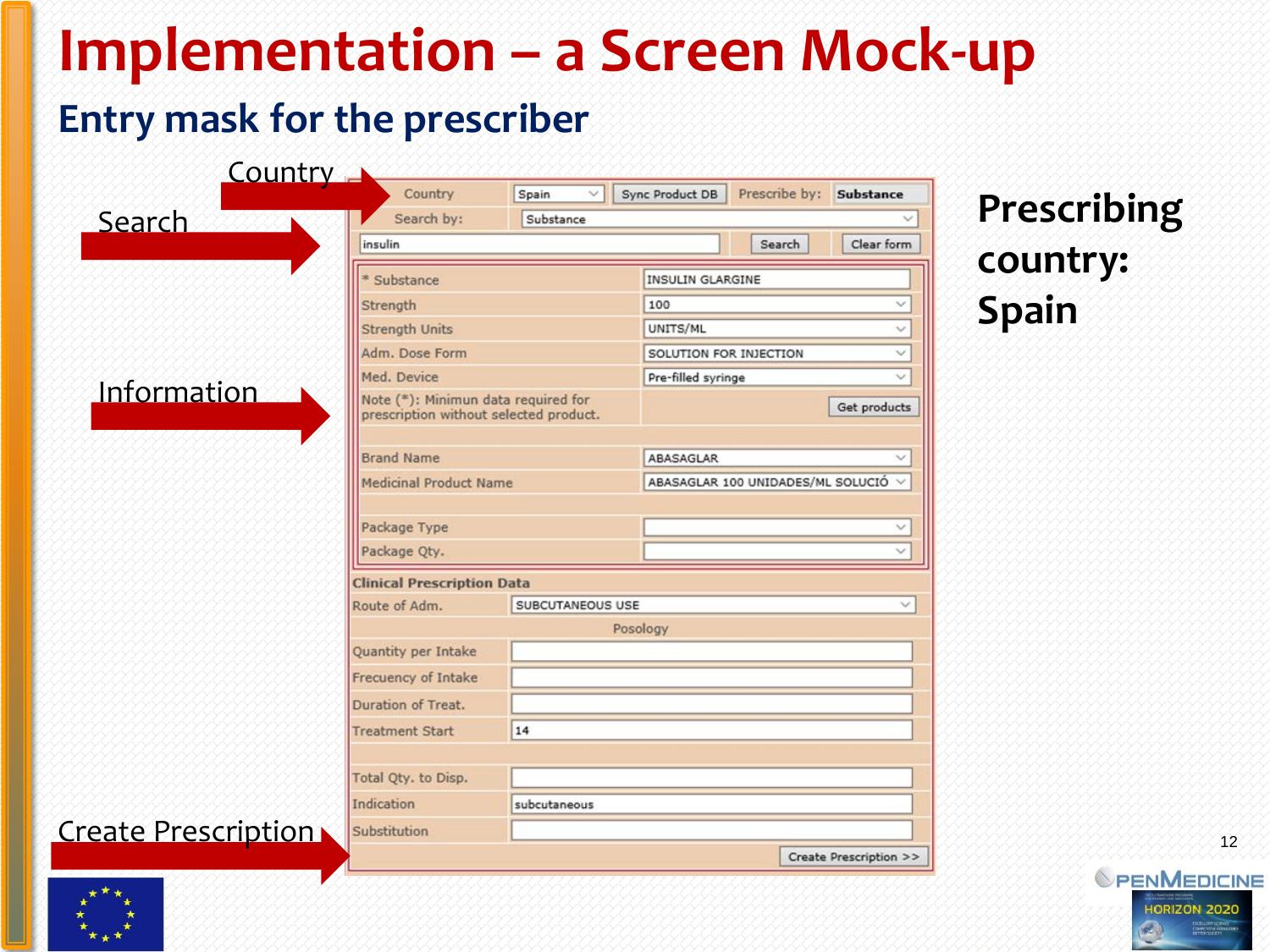# Implementation – a Screen Mock-up

## Entry mask for the prescriber

Country

Search

Information

Create Prescription

| Country | Spain | Sync Product DB | Prescribe by: | Substance |
|---|---|---|---|---|
| Search by: | Substance | | | |
| insulin | | Search | Clear form | |

| | |
|---|---|
| * Substance | INSULIN GLARGINE |
| Strength | 100 |
| Strength Units | UNITS/ML |
| Adm. Dose Form | SOLUTION FOR INJECTION |
| Med. Device | Pre-filled syringe |
| Note (*): Minimun data required for prescription without selected product. | Get products |
| Brand Name | ABASAGLAR |
| Medicinal Product Name | ABASAGLAR 100 UNIDADES/ML SOLUCIÓ |
| Package Type | |
| Package Qty. | |

**Clinical Prescription Data**

| | |
|---|---|
| Route of Adm. | SUBCUTANEOUS USE |
| Posology | |
| Quantity per Intake | |
| Frecuency of Intake | |
| Duration of Treat. | |
| Treatment Start | 14 |
| Total Qty. to Disp. | |
| Indication | subcutaneous |
| Substitution | |

Create Prescription >>

**Prescribing country: Spain**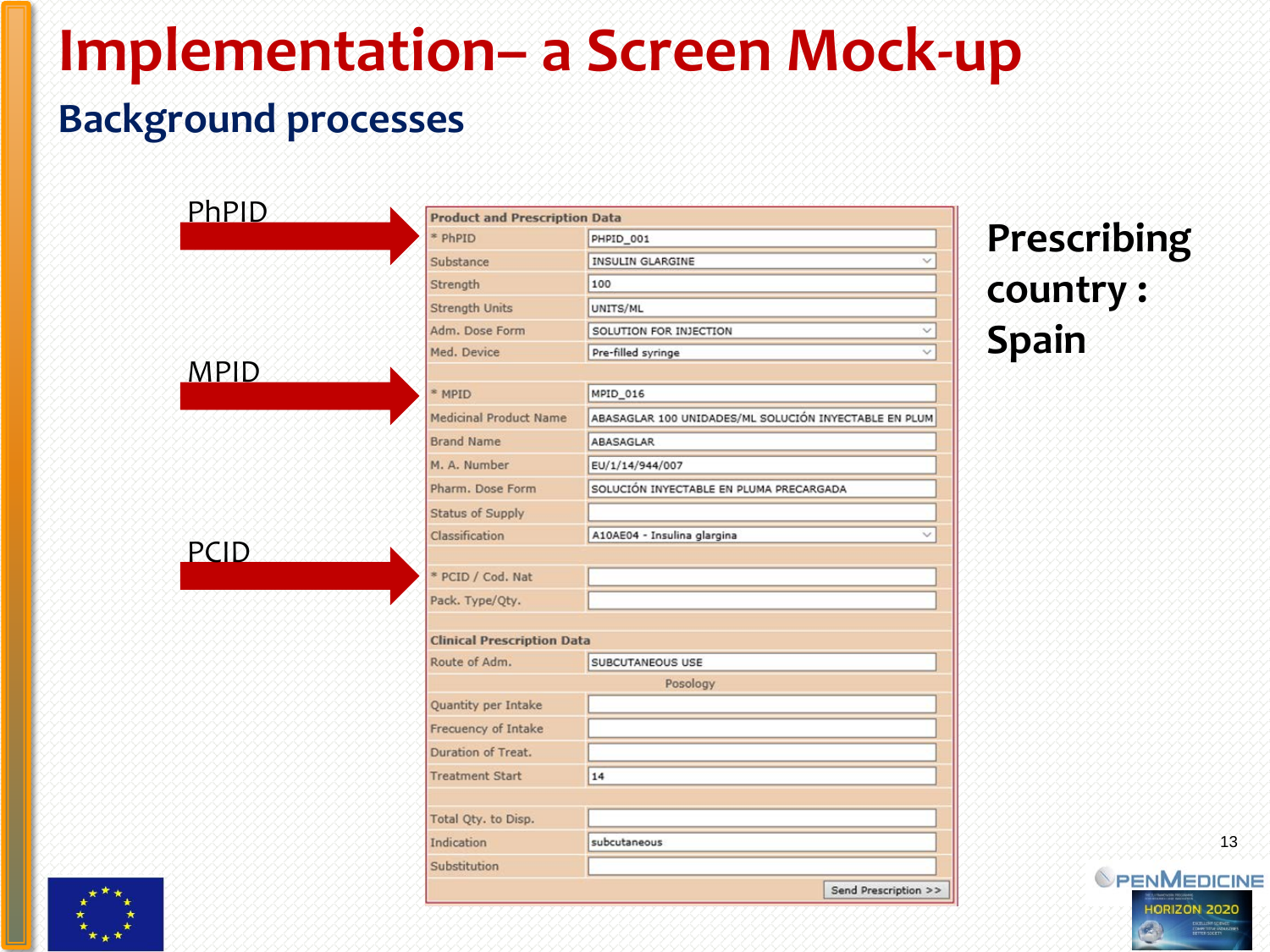# Implementation– a Screen Mock-up

## Background processes

PhPID

MPID

PCID

| Product and Prescription Data | |
|---|---|
| * PhPID | PHPID_001 |
| Substance | INSULIN GLARGINE |
| Strength | 100 |
| Strength Units | UNITS/ML |
| Adm. Dose Form | SOLUTION FOR INJECTION |
| Med. Device | Pre-filled syringe |
| * MPID | MPID_016 |
| Medicinal Product Name | ABASAGLAR 100 UNIDADES/ML SOLUCIÓN INYECTABLE EN PLUM |
| Brand Name | ABASAGLAR |
| M. A. Number | EU/1/14/944/007 |
| Pharm. Dose Form | SOLUCIÓN INYECTABLE EN PLUMA PRECARGADA |
| Status of Supply | |
| Classification | A10AE04 - Insulina glargina |
| * PCID / Cod. Nat | |
| Pack. Type/Qty. | |
| **Clinical Prescription Data** | |
| Route of Adm. | SUBCUTANEOUS USE |
| Posology | |
| Quantity per Intake | |
| Frecuency of Intake | |
| Duration of Treat. | |
| Treatment Start | 14 |
| Total Qty. to Disp. | |
| Indication | subcutaneous |
| Substitution | |

Send Prescription >>

**Prescribing country : Spain**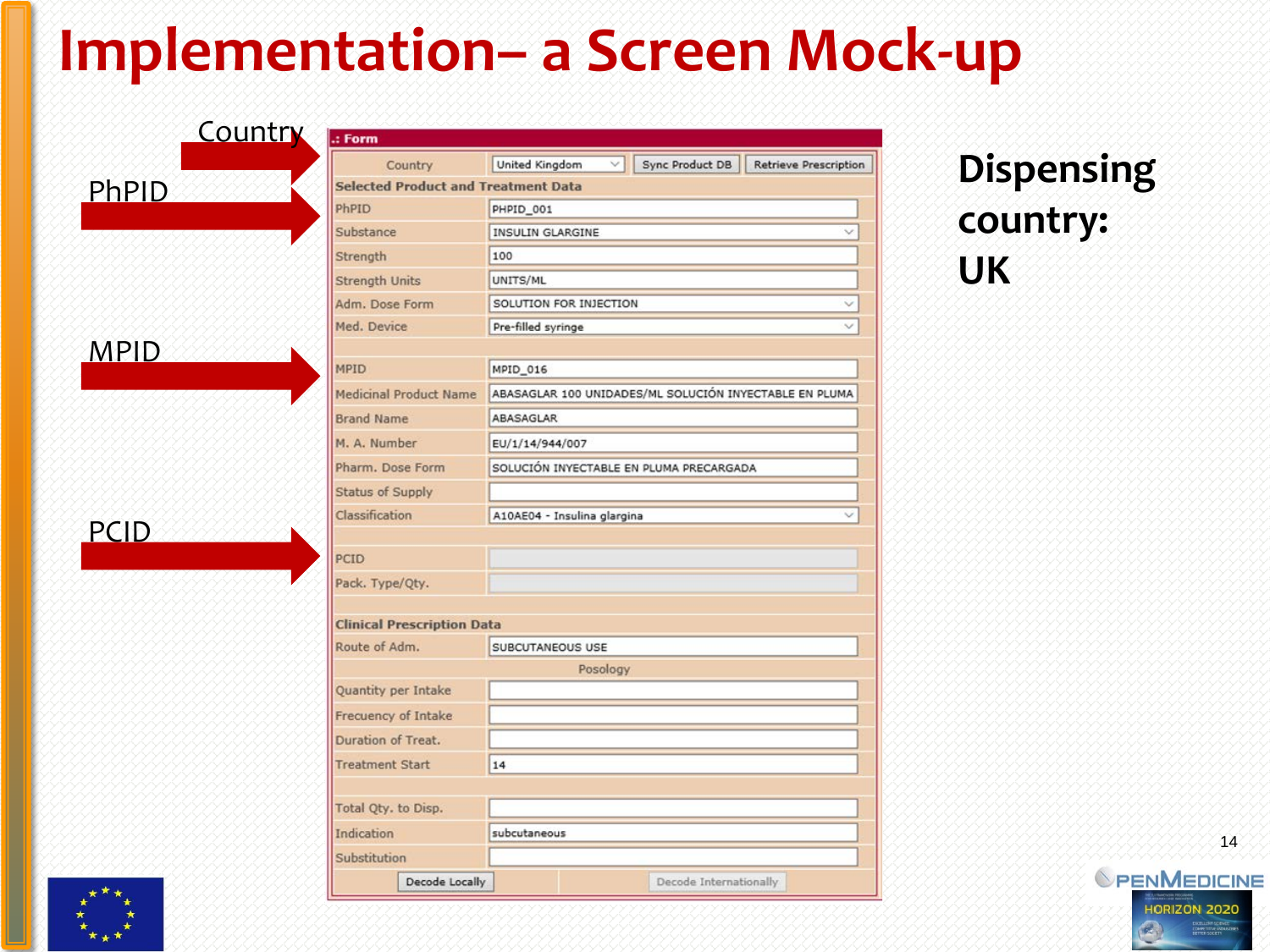# Implementation– a Screen Mock-up

Country

PhPID

MPID

PCID

**.: Form**

| Field | Value |
|---|---|
| Country | United Kingdom [Sync Product DB] [Retrieve Prescription] |
| **Selected Product and Treatment Data** | |
| PhPID | PHPID_001 |
| Substance | INSULIN GLARGINE |
| Strength | 100 |
| Strength Units | UNITS/ML |
| Adm. Dose Form | SOLUTION FOR INJECTION |
| Med. Device | Pre-filled syringe |
| MPID | MPID_016 |
| Medicinal Product Name | ABASAGLAR 100 UNIDADES/ML SOLUCIÓN INYECTABLE EN PLUMA |
| Brand Name | ABASAGLAR |
| M. A. Number | EU/1/14/944/007 |
| Pharm. Dose Form | SOLUCIÓN INYECTABLE EN PLUMA PRECARGADA |
| Status of Supply | |
| Classification | A10AE04 - Insulina glargina |
| PCID | |
| Pack. Type/Qty. | |
| **Clinical Prescription Data** | |
| Route of Adm. | SUBCUTANEOUS USE |
| Posology | |
| Quantity per Intake | |
| Frecuency of Intake | |
| Duration of Treat. | |
| Treatment Start | 14 |
| Total Qty. to Disp. | |
| Indication | subcutaneous |
| Substitution | |

[Decode Locally] [Decode Internationally]

**Dispensing country: UK**

OpenMedicine HORIZON 2020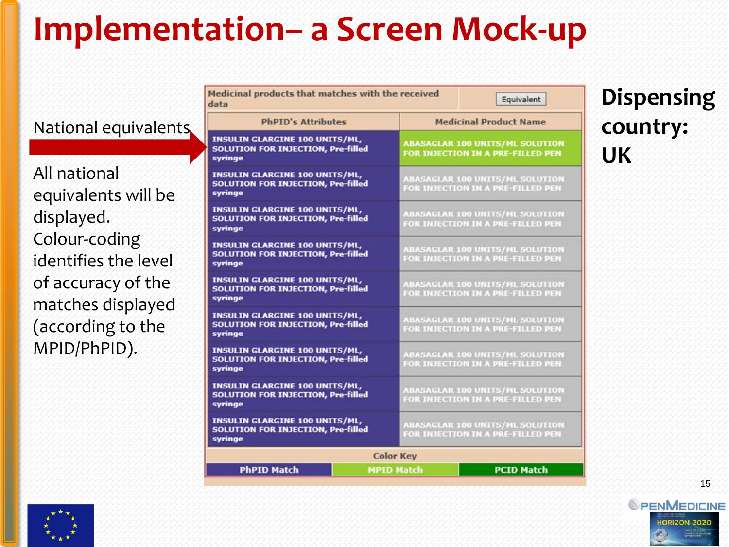# Implementation– a Screen Mock-up

National equivalents

All national equivalents will be displayed. Colour-coding identifies the level of accuracy of the matches displayed (according to the MPID/PhPID).

**Dispensing country: UK**

Medicinal products that matches with the received data | Equivalent

| PhPID's Attributes | Medicinal Product Name |
|---|---|
| INSULIN GLARGINE 100 UNITS/ML, SOLUTION FOR INJECTION, Pre-filled syringe | ABASAGLAR 100 UNITS/ML SOLUTION FOR INJECTION IN A PRE-FILLED PEN |
| INSULIN GLARGINE 100 UNITS/ML, SOLUTION FOR INJECTION, Pre-filled syringe | ABASAGLAR 100 UNITS/ML SOLUTION FOR INJECTION IN A PRE-FILLED PEN |
| INSULIN GLARGINE 100 UNITS/ML, SOLUTION FOR INJECTION, Pre-filled syringe | ABASAGLAR 100 UNITS/ML SOLUTION FOR INJECTION IN A PRE-FILLED PEN |
| INSULIN GLARGINE 100 UNITS/ML, SOLUTION FOR INJECTION, Pre-filled syringe | ABASAGLAR 100 UNITS/ML SOLUTION FOR INJECTION IN A PRE-FILLED PEN |
| INSULIN GLARGINE 100 UNITS/ML, SOLUTION FOR INJECTION, Pre-filled syringe | ABASAGLAR 100 UNITS/ML SOLUTION FOR INJECTION IN A PRE-FILLED PEN |
| INSULIN GLARGINE 100 UNITS/ML, SOLUTION FOR INJECTION, Pre-filled syringe | ABASAGLAR 100 UNITS/ML SOLUTION FOR INJECTION IN A PRE-FILLED PEN |
| INSULIN GLARGINE 100 UNITS/ML, SOLUTION FOR INJECTION, Pre-filled syringe | ABASAGLAR 100 UNITS/ML SOLUTION FOR INJECTION IN A PRE-FILLED PEN |
| INSULIN GLARGINE 100 UNITS/ML, SOLUTION FOR INJECTION, Pre-filled syringe | ABASAGLAR 100 UNITS/ML SOLUTION FOR INJECTION IN A PRE-FILLED PEN |
| INSULIN GLARGINE 100 UNITS/ML, SOLUTION FOR INJECTION, Pre-filled syringe | ABASAGLAR 100 UNITS/ML SOLUTION FOR INJECTION IN A PRE-FILLED PEN |

Color Key

| PhPID Match | MPID Match | PCID Match |
|---|---|---|

PENMEDICINE HORIZON 2020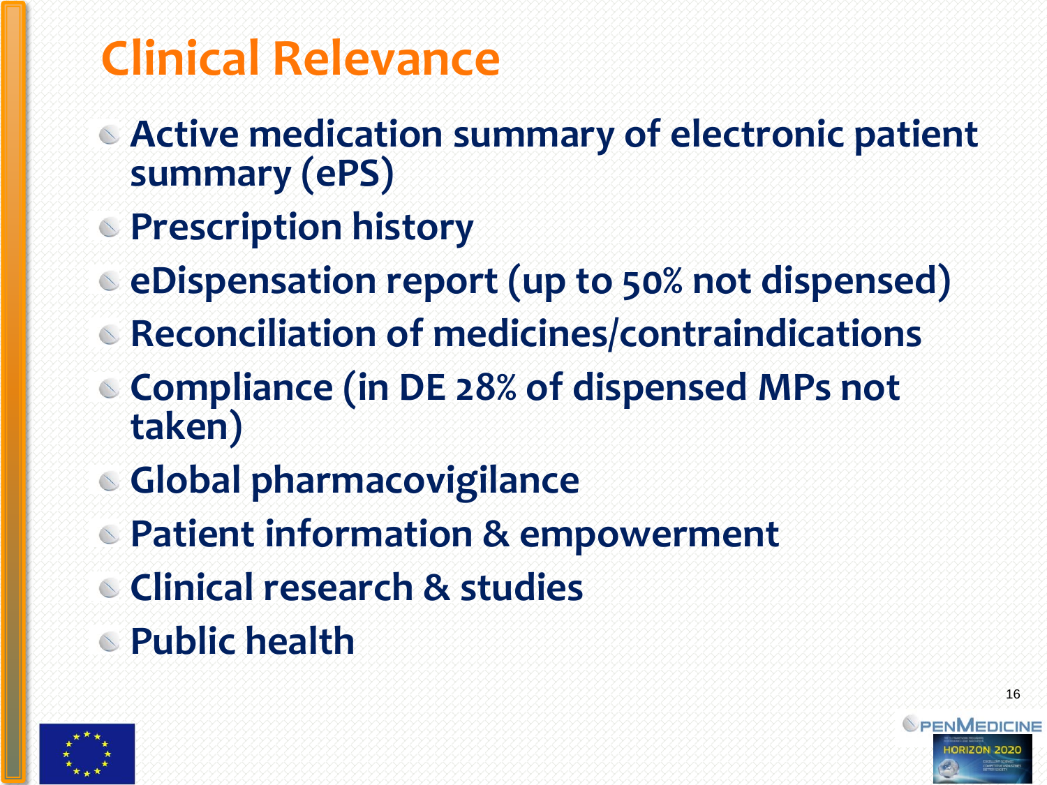# Clinical Relevance

- Active medication summary of electronic patient summary (ePS)
- Prescription history
- eDispensation report (up to 50% not dispensed)
- Reconciliation of medicines/contraindications
- Compliance (in DE 28% of dispensed MPs not taken)
- Global pharmacovigilance
- Patient information & empowerment
- Clinical research & studies
- Public health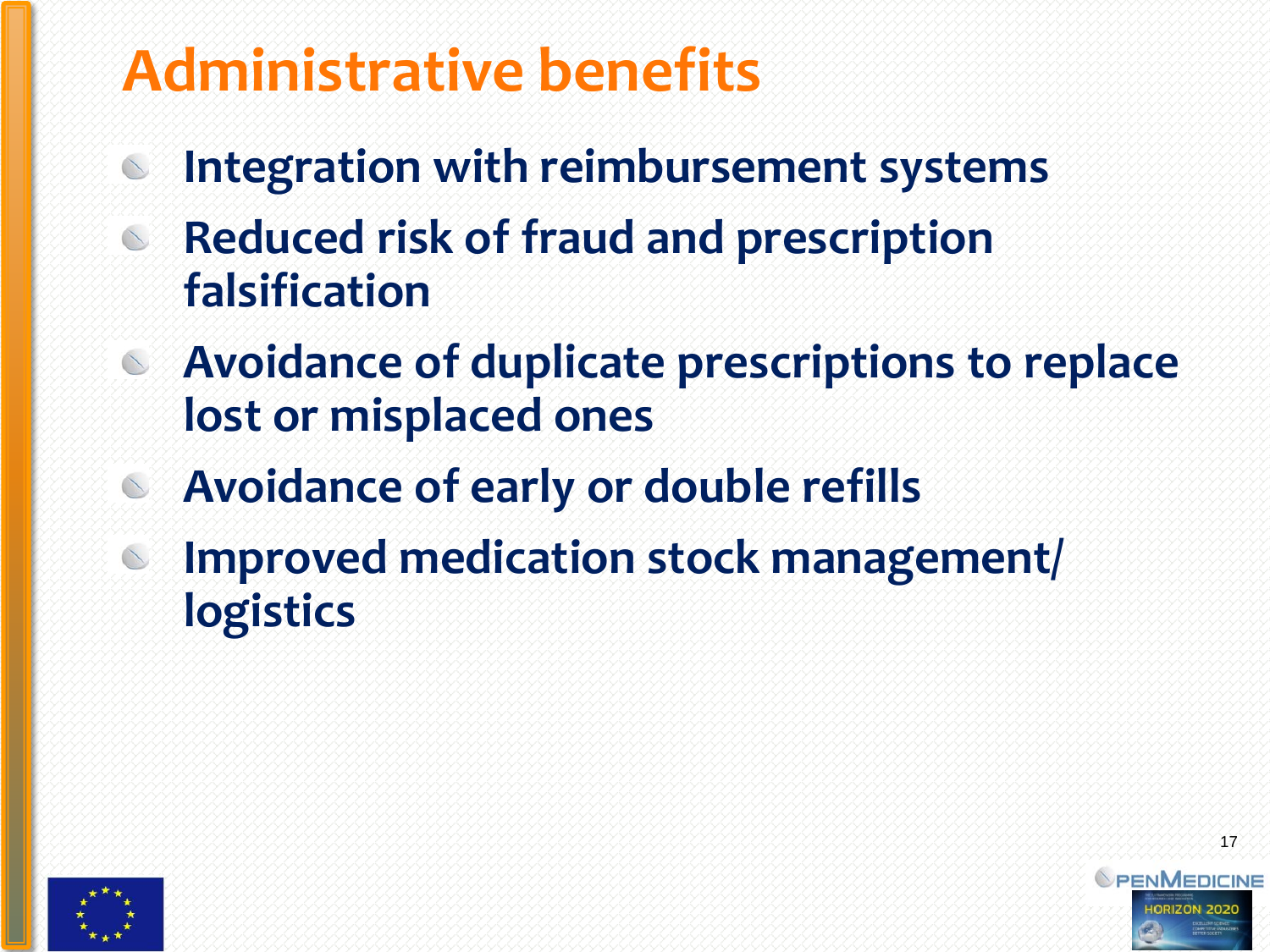# Administrative benefits

- **Integration with reimbursement systems**
- **Reduced risk of fraud and prescription falsification**
- **Avoidance of duplicate prescriptions to replace lost or misplaced ones**
- **Avoidance of early or double refills**
- **Improved medication stock management/ logistics**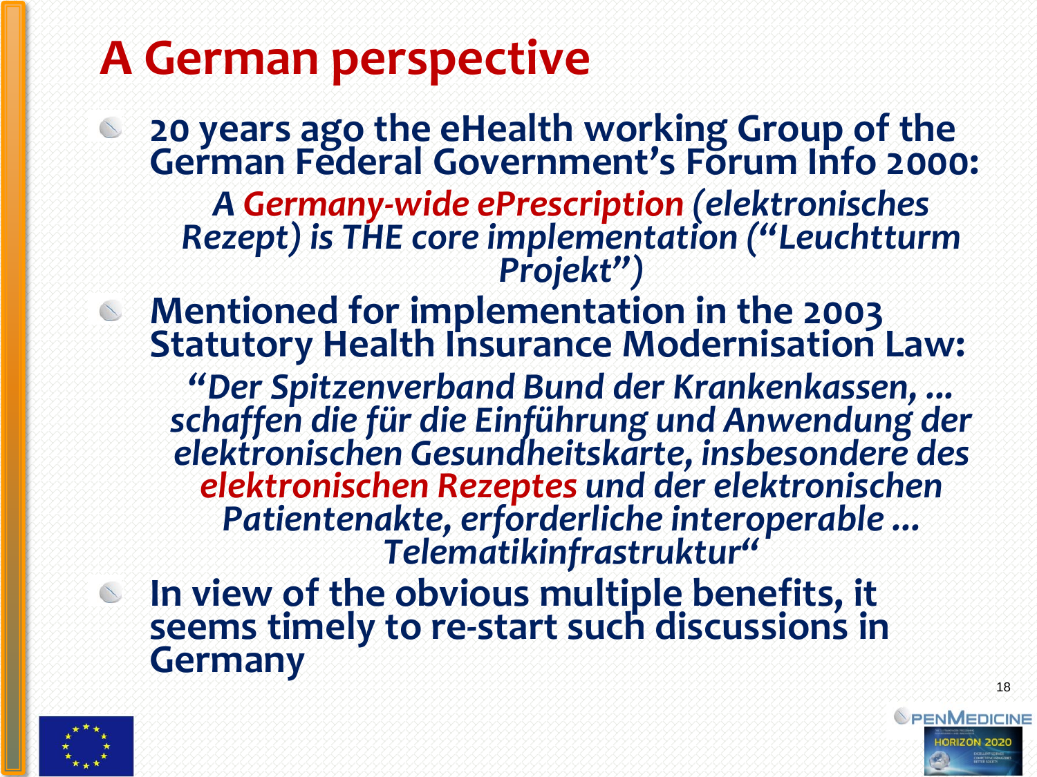# A German perspective

- **20 years ago the eHealth working Group of the German Federal Government's Forum Info 2000:**

  ***A Germany-wide ePrescription (elektronisches Rezept) is THE core implementation ("Leuchtturm Projekt")***

- **Mentioned for implementation in the 2003 Statutory Health Insurance Modernisation Law:**

  ***"Der Spitzenverband Bund der Krankenkassen, ... schaffen die für die Einführung und Anwendung der elektronischen Gesundheitskarte, insbesondere des elektronischen Rezeptes und der elektronischen Patientenakte, erforderliche interoperable ... Telematikinfrastruktur"***

- **In view of the obvious multiple benefits, it seems timely to re-start such discussions in Germany**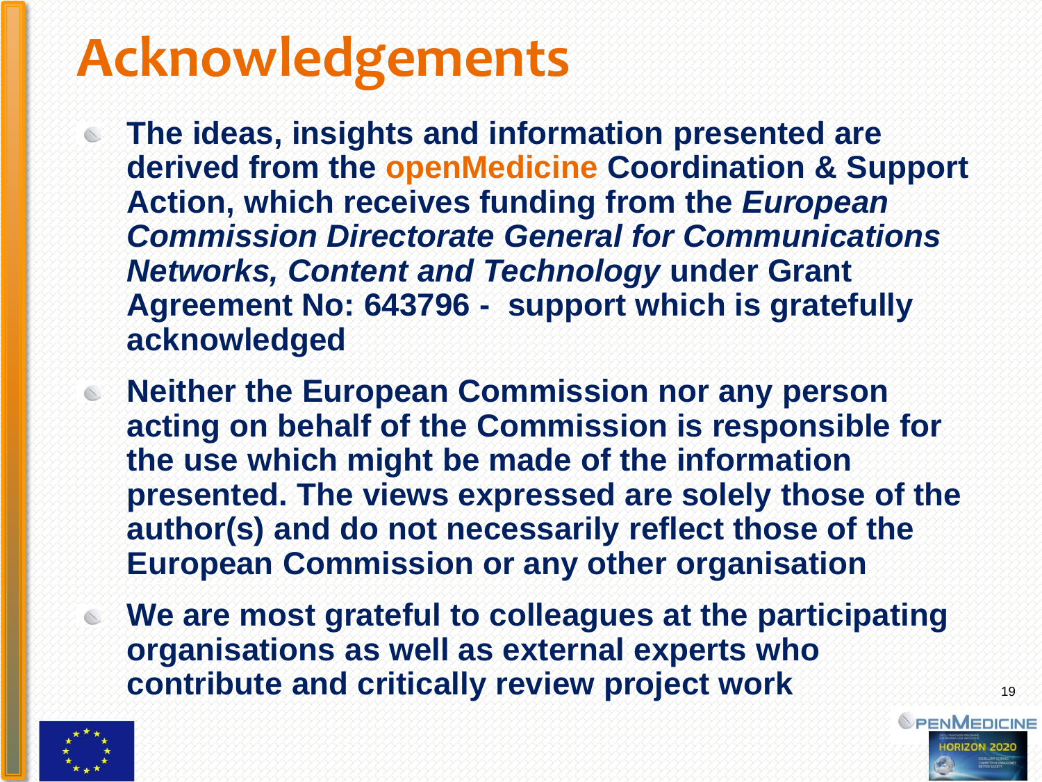# Acknowledgements

- **The ideas, insights and information presented are derived from the openMedicine Coordination & Support Action, which receives funding from the *European Commission Directorate General for Communications Networks, Content and Technology* under Grant Agreement No: 643796 - support which is gratefully acknowledged**
- **Neither the European Commission nor any person acting on behalf of the Commission is responsible for the use which might be made of the information presented. The views expressed are solely those of the author(s) and do not necessarily reflect those of the European Commission or any other organisation**
- **We are most grateful to colleagues at the participating organisations as well as external experts who contribute and critically review project work**